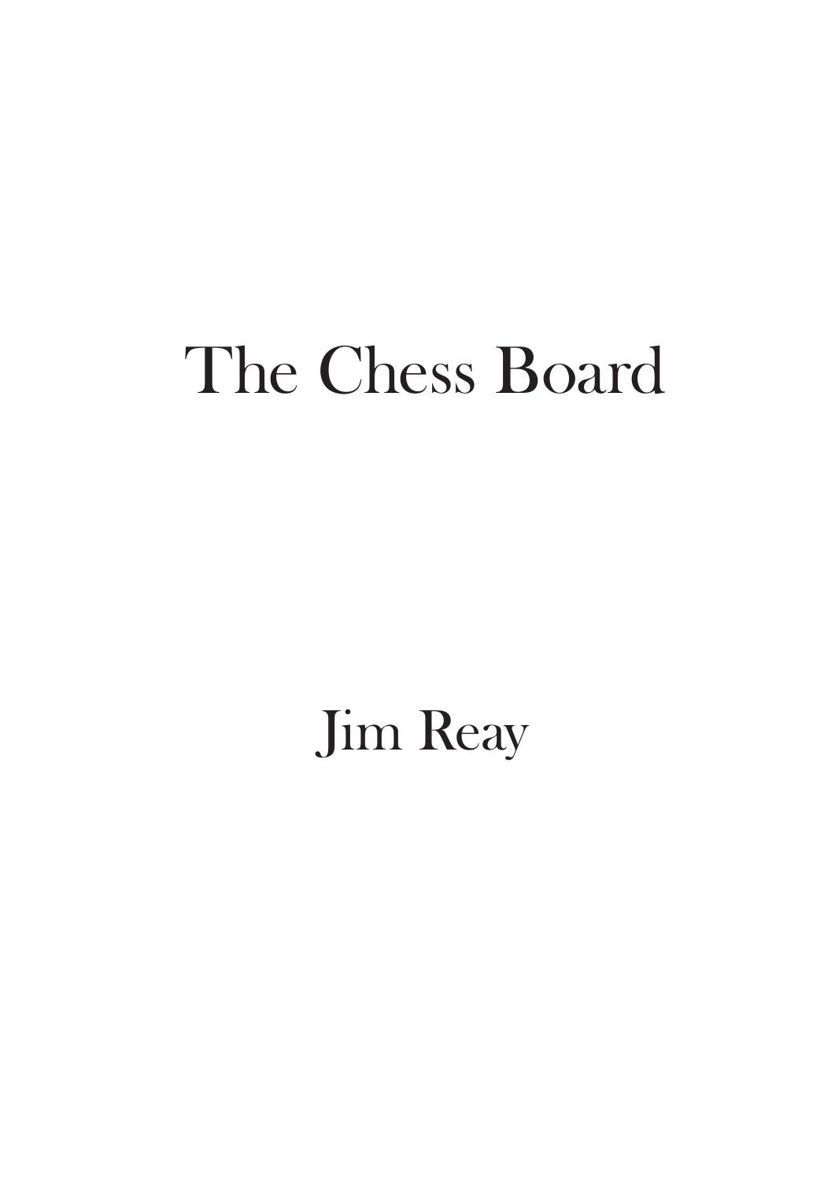# The Chess Board

Jim Reay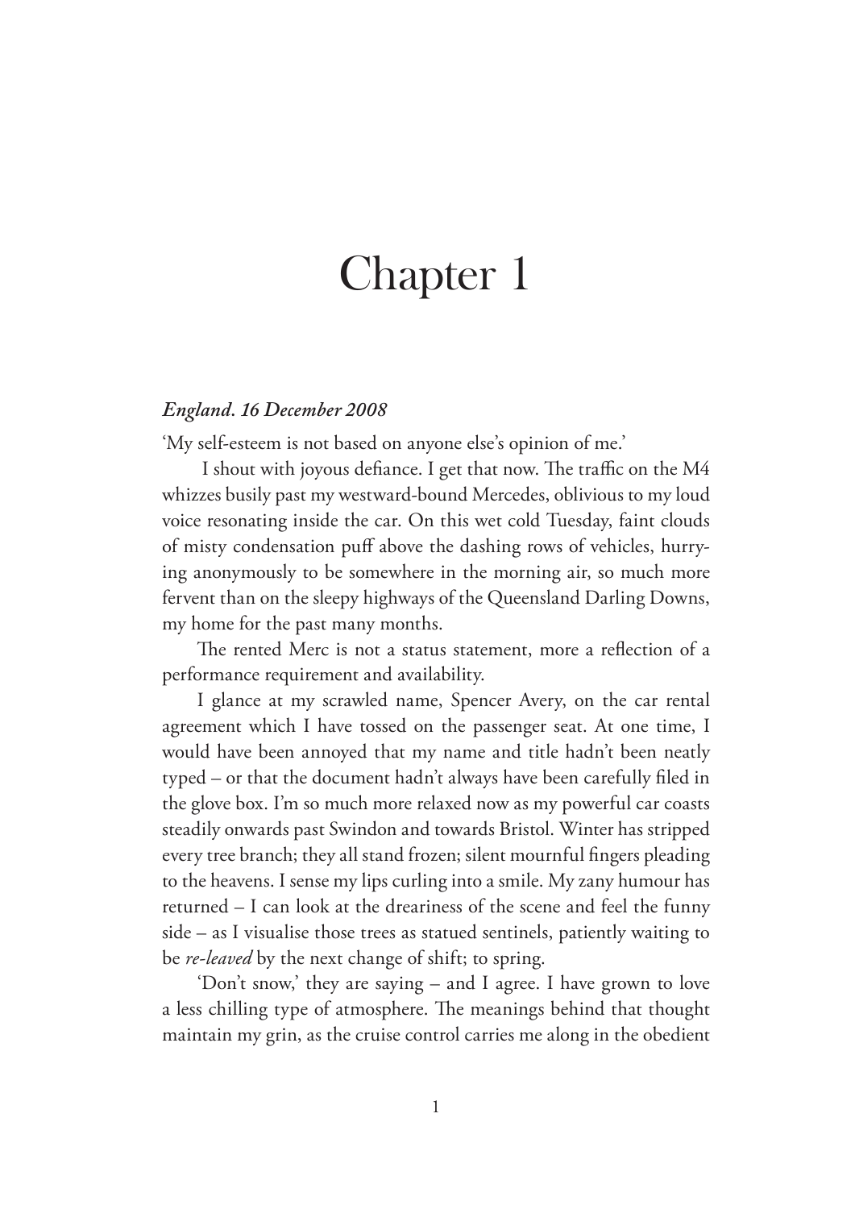# Chapter 1

***England. 16 December 2008***

'My self-esteem is not based on anyone else's opinion of me.'

I shout with joyous defiance. I get that now. The traffic on the M4 whizzes busily past my westward-bound Mercedes, oblivious to my loud voice resonating inside the car. On this wet cold Tuesday, faint clouds of misty condensation puff above the dashing rows of vehicles, hurrying anonymously to be somewhere in the morning air, so much more fervent than on the sleepy highways of the Queensland Darling Downs, my home for the past many months.

The rented Merc is not a status statement, more a reflection of a performance requirement and availability.

I glance at my scrawled name, Spencer Avery, on the car rental agreement which I have tossed on the passenger seat. At one time, I would have been annoyed that my name and title hadn't been neatly typed – or that the document hadn't always have been carefully filed in the glove box. I'm so much more relaxed now as my powerful car coasts steadily onwards past Swindon and towards Bristol. Winter has stripped every tree branch; they all stand frozen; silent mournful fingers pleading to the heavens. I sense my lips curling into a smile. My zany humour has returned – I can look at the dreariness of the scene and feel the funny side – as I visualise those trees as statued sentinels, patiently waiting to be *re-leaved* by the next change of shift; to spring.

'Don't snow,' they are saying – and I agree. I have grown to love a less chilling type of atmosphere. The meanings behind that thought maintain my grin, as the cruise control carries me along in the obedient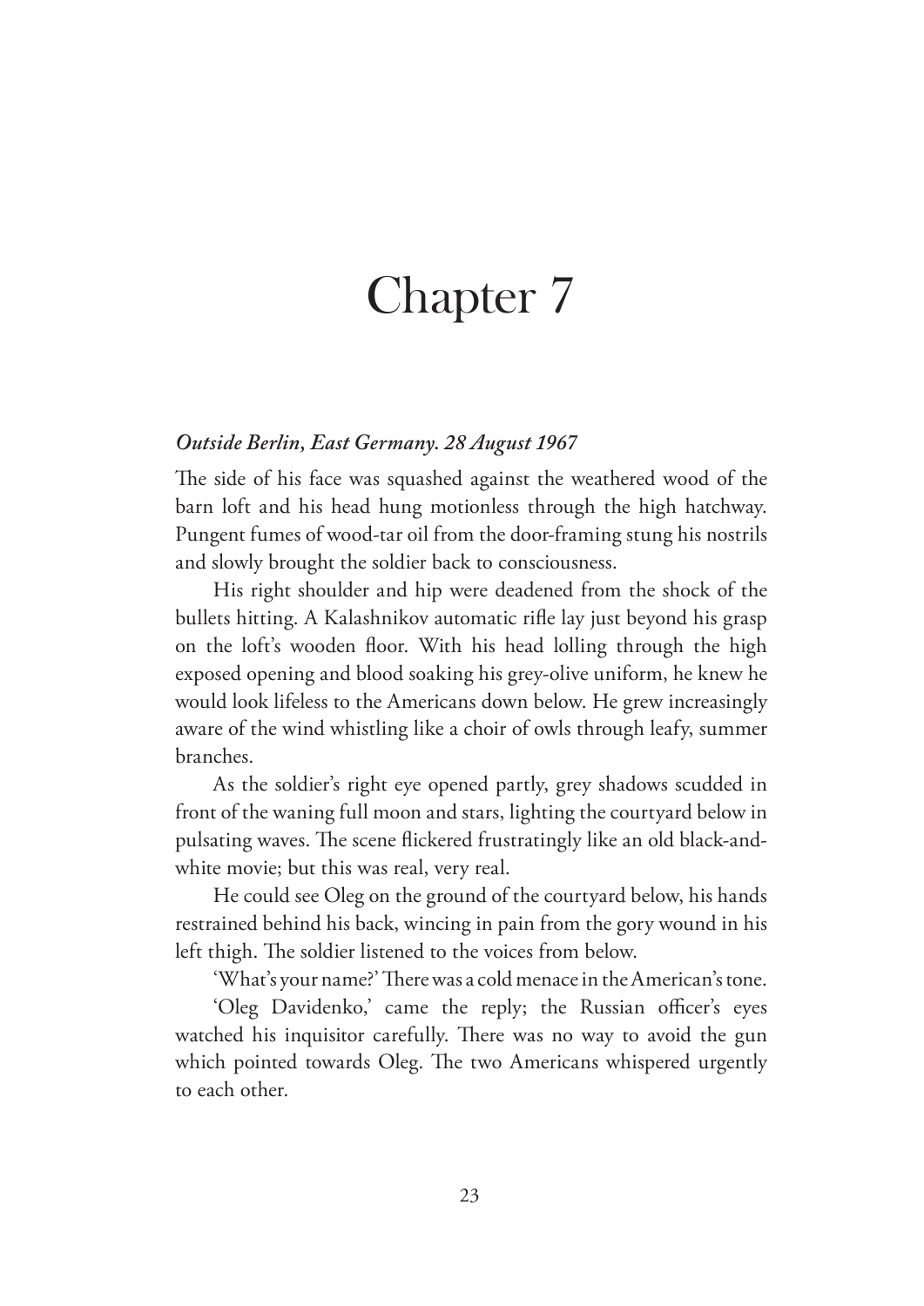# Chapter 7

***Outside Berlin, East Germany. 28 August 1967***

The side of his face was squashed against the weathered wood of the barn loft and his head hung motionless through the high hatchway. Pungent fumes of wood-tar oil from the door-framing stung his nostrils and slowly brought the soldier back to consciousness.

His right shoulder and hip were deadened from the shock of the bullets hitting. A Kalashnikov automatic rifle lay just beyond his grasp on the loft's wooden floor. With his head lolling through the high exposed opening and blood soaking his grey-olive uniform, he knew he would look lifeless to the Americans down below. He grew increasingly aware of the wind whistling like a choir of owls through leafy, summer branches.

As the soldier's right eye opened partly, grey shadows scudded in front of the waning full moon and stars, lighting the courtyard below in pulsating waves. The scene flickered frustratingly like an old black-and-white movie; but this was real, very real.

He could see Oleg on the ground of the courtyard below, his hands restrained behind his back, wincing in pain from the gory wound in his left thigh. The soldier listened to the voices from below.

'What's your name?' There was a cold menace in the American's tone.

'Oleg Davidenko,' came the reply; the Russian officer's eyes watched his inquisitor carefully. There was no way to avoid the gun which pointed towards Oleg. The two Americans whispered urgently to each other.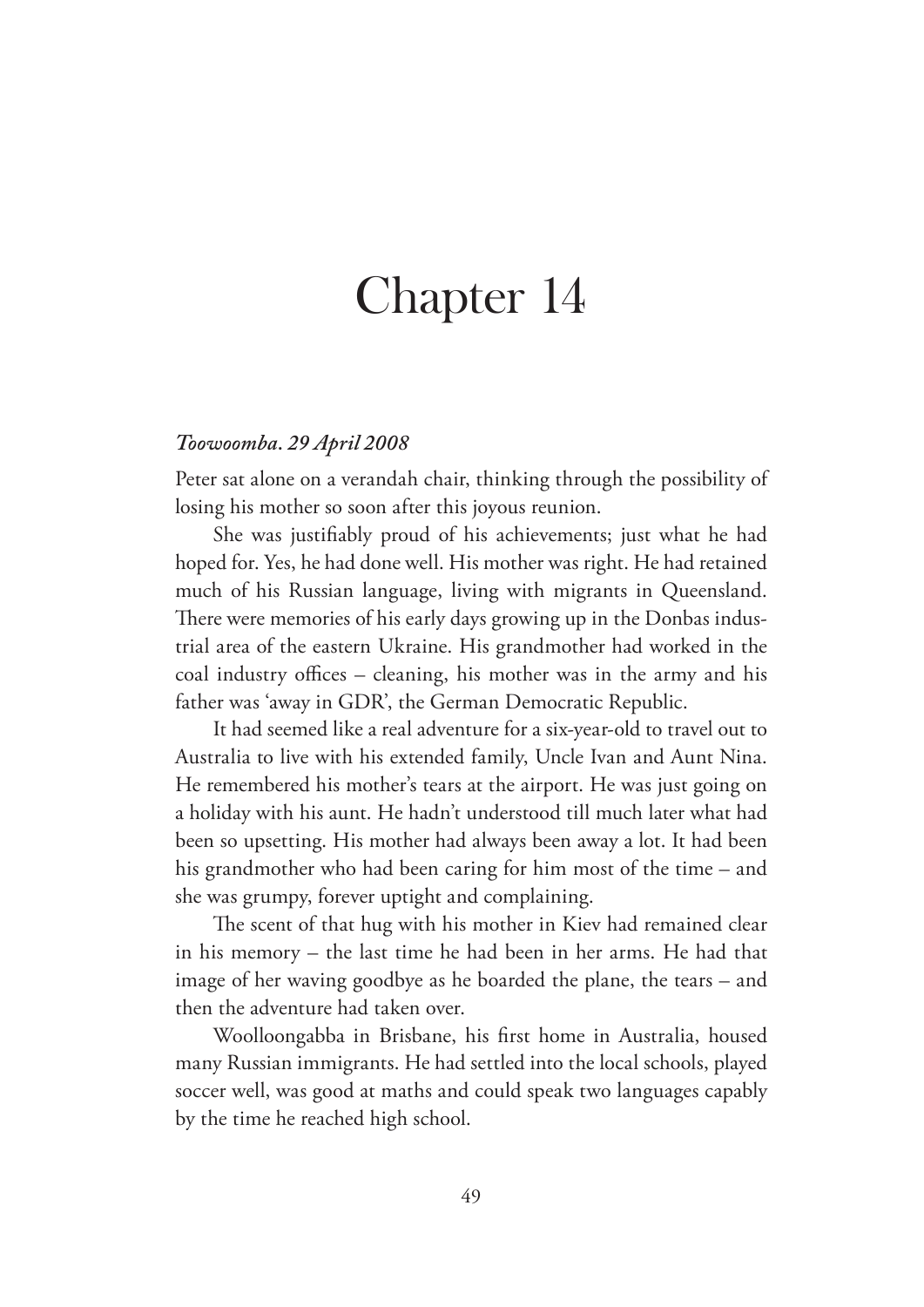# Chapter 14

*Toowoomba. 29 April 2008*

Peter sat alone on a verandah chair, thinking through the possibility of losing his mother so soon after this joyous reunion.

She was justifiably proud of his achievements; just what he had hoped for. Yes, he had done well. His mother was right. He had retained much of his Russian language, living with migrants in Queensland. There were memories of his early days growing up in the Donbas industrial area of the eastern Ukraine. His grandmother had worked in the coal industry offices – cleaning, his mother was in the army and his father was 'away in GDR', the German Democratic Republic.

It had seemed like a real adventure for a six-year-old to travel out to Australia to live with his extended family, Uncle Ivan and Aunt Nina. He remembered his mother's tears at the airport. He was just going on a holiday with his aunt. He hadn't understood till much later what had been so upsetting. His mother had always been away a lot. It had been his grandmother who had been caring for him most of the time – and she was grumpy, forever uptight and complaining.

The scent of that hug with his mother in Kiev had remained clear in his memory – the last time he had been in her arms. He had that image of her waving goodbye as he boarded the plane, the tears – and then the adventure had taken over.

Woolloongabba in Brisbane, his first home in Australia, housed many Russian immigrants. He had settled into the local schools, played soccer well, was good at maths and could speak two languages capably by the time he reached high school.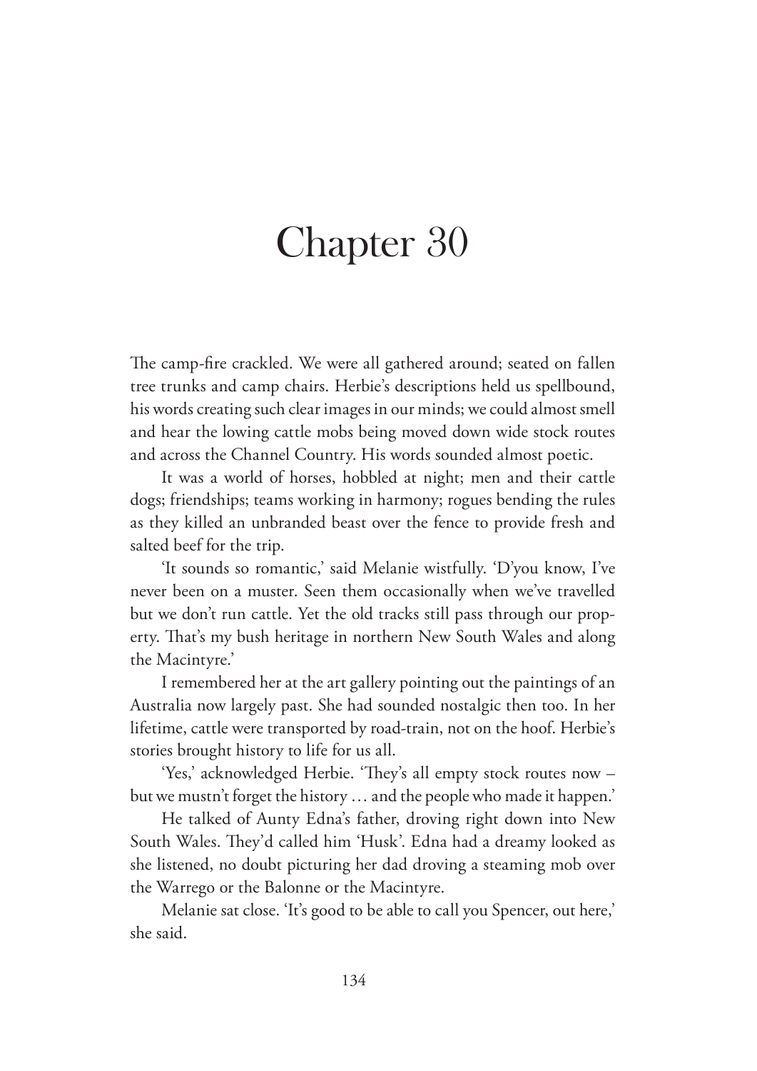# Chapter 30

The camp-fire crackled. We were all gathered around; seated on fallen tree trunks and camp chairs. Herbie's descriptions held us spellbound, his words creating such clear images in our minds; we could almost smell and hear the lowing cattle mobs being moved down wide stock routes and across the Channel Country. His words sounded almost poetic.

It was a world of horses, hobbled at night; men and their cattle dogs; friendships; teams working in harmony; rogues bending the rules as they killed an unbranded beast over the fence to provide fresh and salted beef for the trip.

'It sounds so romantic,' said Melanie wistfully. 'D'you know, I've never been on a muster. Seen them occasionally when we've travelled but we don't run cattle. Yet the old tracks still pass through our property. That's my bush heritage in northern New South Wales and along the Macintyre.'

I remembered her at the art gallery pointing out the paintings of an Australia now largely past. She had sounded nostalgic then too. In her lifetime, cattle were transported by road-train, not on the hoof. Herbie's stories brought history to life for us all.

'Yes,' acknowledged Herbie. 'They's all empty stock routes now – but we mustn't forget the history … and the people who made it happen.'

He talked of Aunty Edna's father, droving right down into New South Wales. They'd called him 'Husk'. Edna had a dreamy looked as she listened, no doubt picturing her dad droving a steaming mob over the Warrego or the Balonne or the Macintyre.

Melanie sat close. 'It's good to be able to call you Spencer, out here,' she said.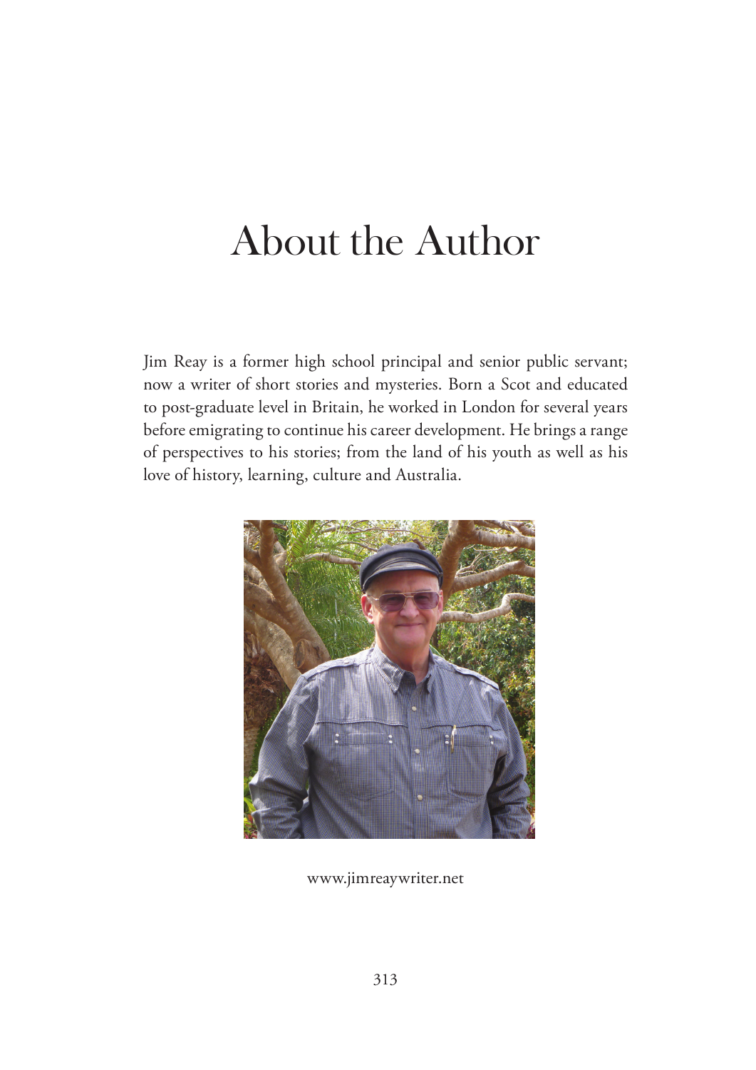# About the Author

Jim Reay is a former high school principal and senior public servant; now a writer of short stories and mysteries. Born a Scot and educated to post-graduate level in Britain, he worked in London for several years before emigrating to continue his career development. He brings a range of perspectives to his stories; from the land of his youth as well as his love of history, learning, culture and Australia.

www.jimreaywriter.net